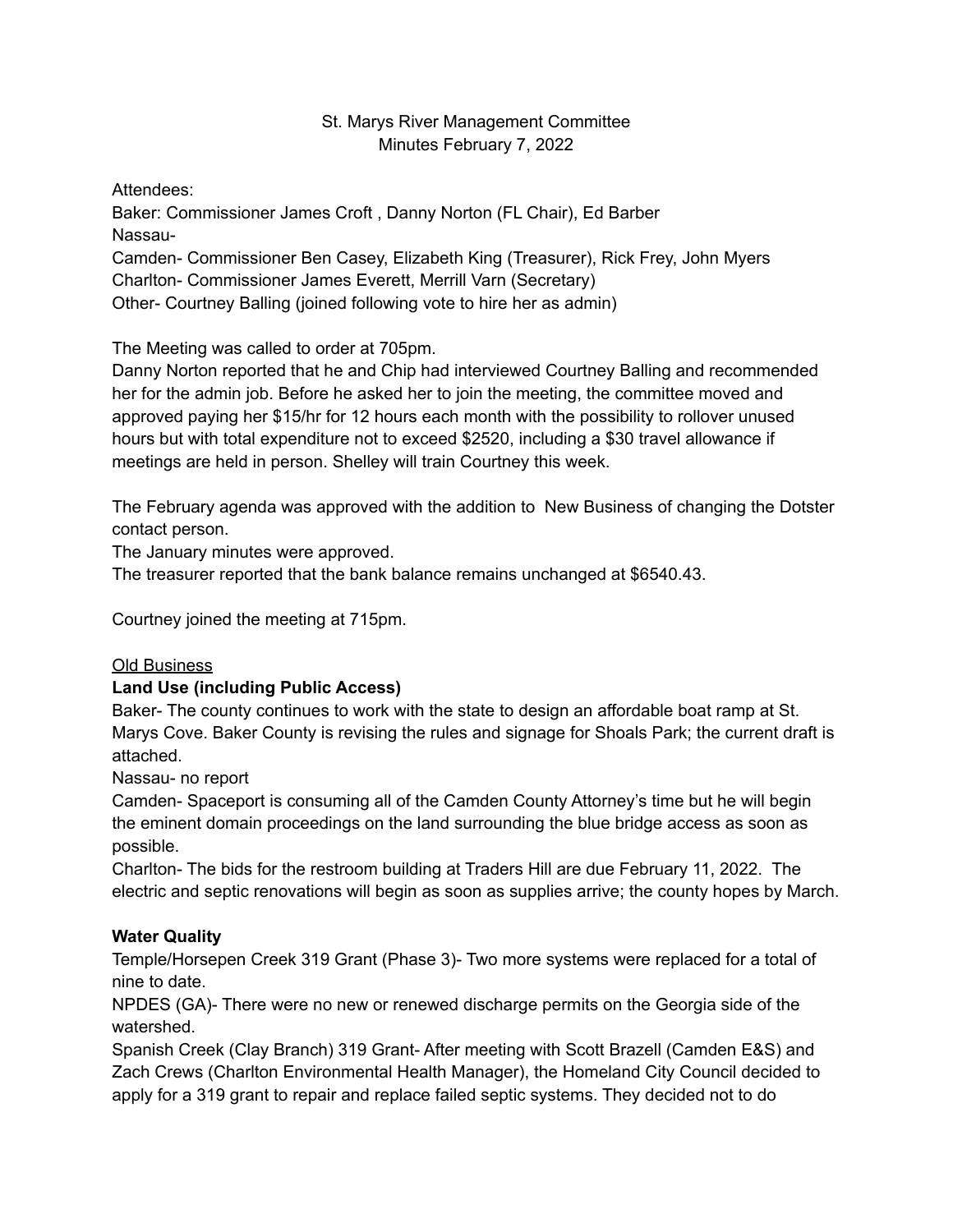St. Marys River Management Committee
Minutes February 7, 2022

Attendees:
Baker: Commissioner James Croft , Danny Norton (FL Chair), Ed Barber
Nassau-
Camden- Commissioner Ben Casey, Elizabeth King (Treasurer), Rick Frey, John Myers
Charlton- Commissioner James Everett, Merrill Varn (Secretary)
Other- Courtney Balling (joined following vote to hire her as admin)

The Meeting was called to order at 705pm.
Danny Norton reported that he and Chip had interviewed Courtney Balling and recommended her for the admin job. Before he asked her to join the meeting, the committee moved and approved paying her $15/hr for 12 hours each month with the possibility to rollover unused hours but with total expenditure not to exceed $2520, including a $30 travel allowance if meetings are held in person. Shelley will train Courtney this week.

The February agenda was approved with the addition to New Business of changing the Dotster contact person.
The January minutes were approved.
The treasurer reported that the bank balance remains unchanged at $6540.43.

Courtney joined the meeting at 715pm.

<u>Old Business</u>

**Land Use (including Public Access)**

Baker- The county continues to work with the state to design an affordable boat ramp at St. Marys Cove. Baker County is revising the rules and signage for Shoals Park; the current draft is attached.
Nassau- no report
Camden- Spaceport is consuming all of the Camden County Attorney's time but he will begin the eminent domain proceedings on the land surrounding the blue bridge access as soon as possible.
Charlton- The bids for the restroom building at Traders Hill are due February 11, 2022. The electric and septic renovations will begin as soon as supplies arrive; the county hopes by March.

**Water Quality**

Temple/Horsepen Creek 319 Grant (Phase 3)- Two more systems were replaced for a total of nine to date.
NPDES (GA)- There were no new or renewed discharge permits on the Georgia side of the watershed.
Spanish Creek (Clay Branch) 319 Grant- After meeting with Scott Brazell (Camden E&S) and Zach Crews (Charlton Environmental Health Manager), the Homeland City Council decided to apply for a 319 grant to repair and replace failed septic systems. They decided not to do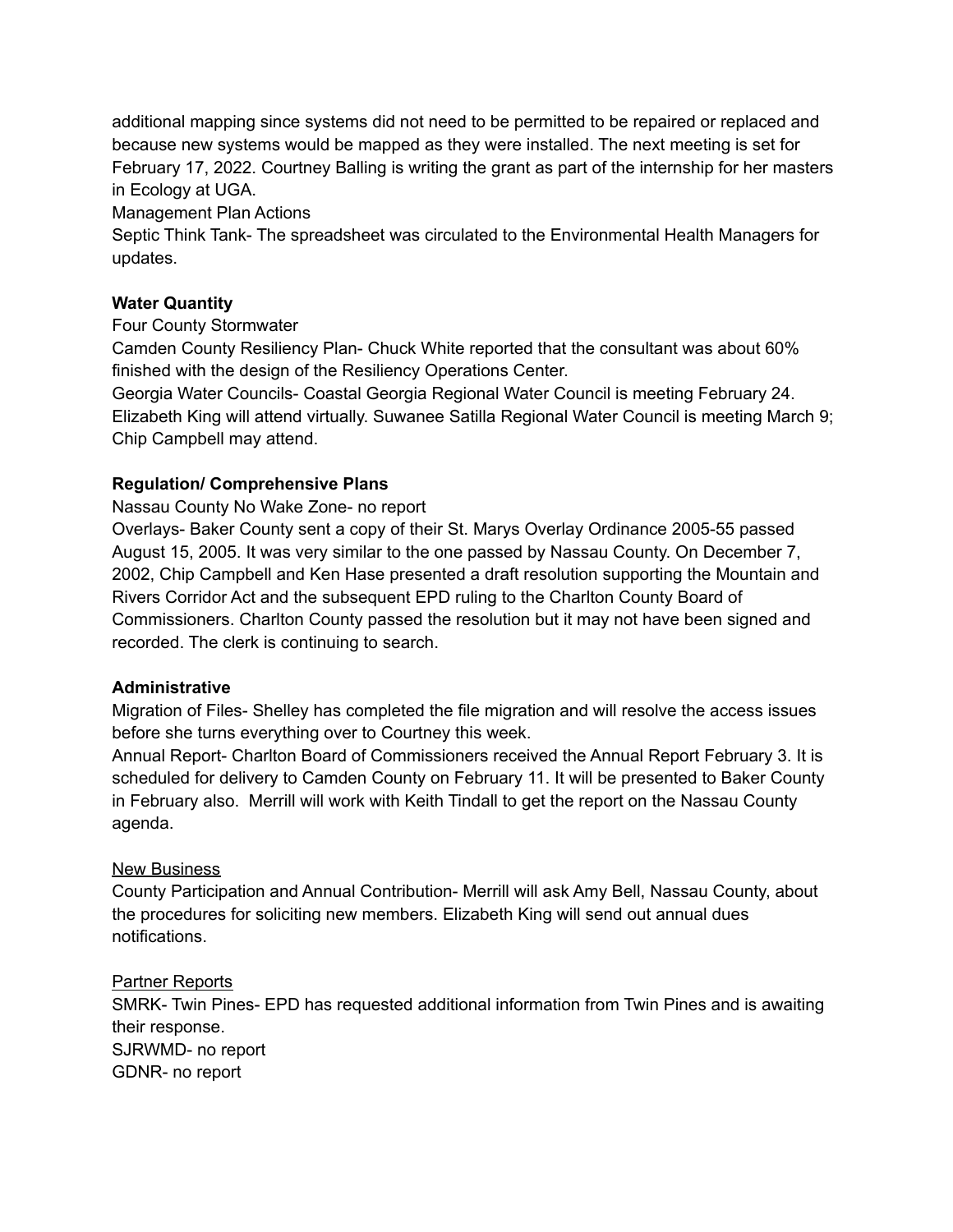additional mapping since systems did not need to be permitted to be repaired or replaced and because new systems would be mapped as they were installed. The next meeting is set for February 17, 2022. Courtney Balling is writing the grant as part of the internship for her masters in Ecology at UGA.

Management Plan Actions

Septic Think Tank- The spreadsheet was circulated to the Environmental Health Managers for updates.

**Water Quantity**

Four County Stormwater

Camden County Resiliency Plan- Chuck White reported that the consultant was about 60% finished with the design of the Resiliency Operations Center.

Georgia Water Councils- Coastal Georgia Regional Water Council is meeting February 24. Elizabeth King will attend virtually. Suwanee Satilla Regional Water Council is meeting March 9; Chip Campbell may attend.

**Regulation/ Comprehensive Plans**

Nassau County No Wake Zone- no report

Overlays- Baker County sent a copy of their St. Marys Overlay Ordinance 2005-55 passed August 15, 2005. It was very similar to the one passed by Nassau County. On December 7, 2002, Chip Campbell and Ken Hase presented a draft resolution supporting the Mountain and Rivers Corridor Act and the subsequent EPD ruling to the Charlton County Board of Commissioners. Charlton County passed the resolution but it may not have been signed and recorded. The clerk is continuing to search.

**Administrative**

Migration of Files- Shelley has completed the file migration and will resolve the access issues before she turns everything over to Courtney this week.

Annual Report- Charlton Board of Commissioners received the Annual Report February 3. It is scheduled for delivery to Camden County on February 11. It will be presented to Baker County in February also. Merrill will work with Keith Tindall to get the report on the Nassau County agenda.

<u>New Business</u>

County Participation and Annual Contribution- Merrill will ask Amy Bell, Nassau County, about the procedures for soliciting new members. Elizabeth King will send out annual dues notifications.

<u>Partner Reports</u>

SMRK- Twin Pines- EPD has requested additional information from Twin Pines and is awaiting their response.

SJRWMD- no report

GDNR- no report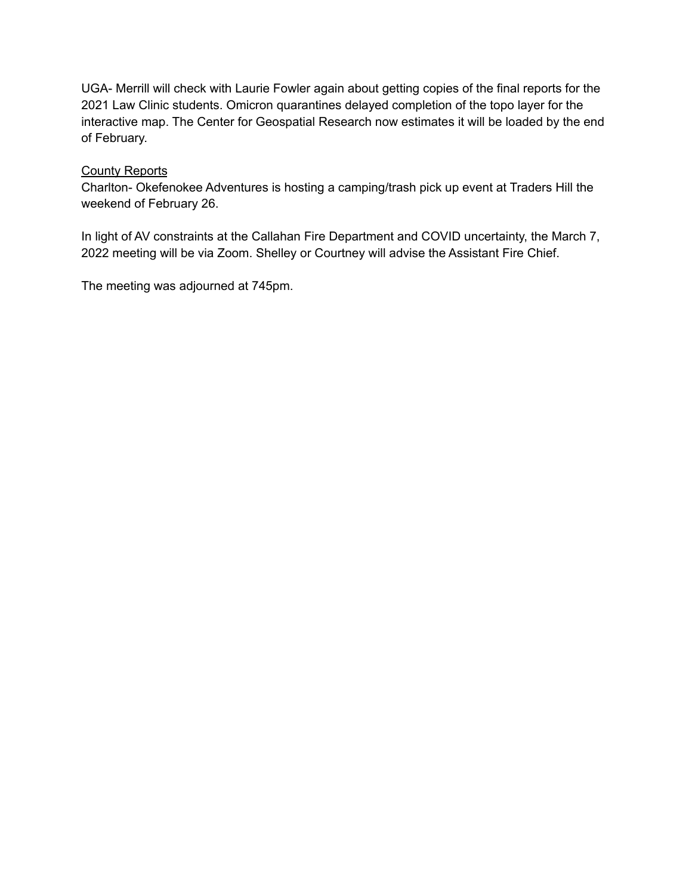UGA- Merrill will check with Laurie Fowler again about getting copies of the final reports for the 2021 Law Clinic students. Omicron quarantines delayed completion of the topo layer for the interactive map. The Center for Geospatial Research now estimates it will be loaded by the end of February.

<u>County Reports</u>
Charlton- Okefenokee Adventures is hosting a camping/trash pick up event at Traders Hill the weekend of February 26.

In light of AV constraints at the Callahan Fire Department and COVID uncertainty, the March 7, 2022 meeting will be via Zoom. Shelley or Courtney will advise the Assistant Fire Chief.

The meeting was adjourned at 745pm.